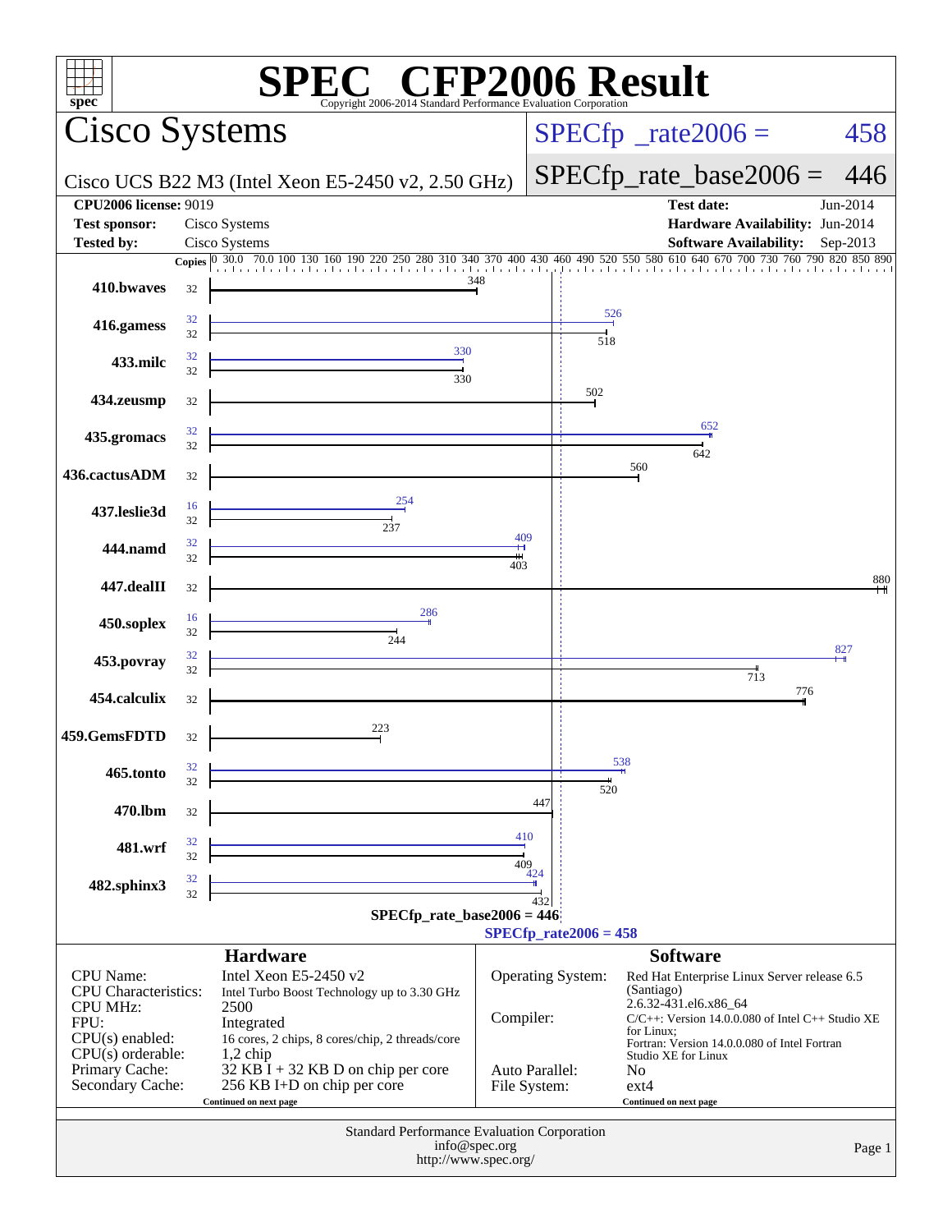# SPEC CFP2006 Result

Copyright 2006-2014 Standard Performance Evaluation Corporation

## Cisco Systems

Cisco UCS B22 M3 (Intel Xeon E5-2450 v2, 2.50 GHz)

SPECfp_rate2006 = 458

SPECfp_rate_base2006 = 446

| | | | |
|---|---|---|---|
| **CPU2006 license:** | 9019 | **Test date:** | Jun-2014 |
| **Test sponsor:** | Cisco Systems | **Hardware Availability:** | Jun-2014 |
| **Tested by:** | Cisco Systems | **Software Availability:** | Sep-2013 |

| Benchmark | Copies (peak) | Peak | Copies (base) | Base |
|---|---|---|---|---|
| 410.bwaves | | | 32 | 348 |
| 416.gamess | 32 | 526 | 32 | 518 |
| 433.milc | 32 | 330 | 32 | 330 |
| 434.zeusmp | | | 32 | 502 |
| 435.gromacs | 32 | 652 | 32 | 642 |
| 436.cactusADM | | | 32 | 560 |
| 437.leslie3d | 16 | 254 | 32 | 237 |
| 444.namd | 32 | 409 | 32 | 403 |
| 447.dealII | | | 32 | 880 |
| 450.soplex | 16 | 286 | 32 | 244 |
| 453.povray | 32 | 827 | 32 | 713 |
| 454.calculix | | | 32 | 776 |
| 459.GemsFDTD | | | 32 | 223 |
| 465.tonto | 32 | 538 | 32 | 520 |
| 470.lbm | | | 32 | 447 |
| 481.wrf | 32 | 410 | 32 | 409 |
| 482.sphinx3 | 32 | 424 | 32 | 432 |

SPECfp_rate_base2006 = 446

SPECfp_rate2006 = 458

### Hardware

| | |
|---|---|
| CPU Name: | Intel Xeon E5-2450 v2 |
| CPU Characteristics: | Intel Turbo Boost Technology up to 3.30 GHz |
| CPU MHz: | 2500 |
| FPU: | Integrated |
| CPU(s) enabled: | 16 cores, 2 chips, 8 cores/chip, 2 threads/core |
| CPU(s) orderable: | 1,2 chip |
| Primary Cache: | 32 KB I + 32 KB D on chip per core |
| Secondary Cache: | 256 KB I+D on chip per core |

Continued on next page

### Software

| | |
|---|---|
| Operating System: | Red Hat Enterprise Linux Server release 6.5 (Santiago) 2.6.32-431.el6.x86_64 |
| Compiler: | C/C++: Version 14.0.0.080 of Intel C++ Studio XE for Linux; Fortran: Version 14.0.0.080 of Intel Fortran Studio XE for Linux |
| Auto Parallel: | No |
| File System: | ext4 |

Continued on next page

Standard Performance Evaluation Corporation
info@spec.org
http://www.spec.org/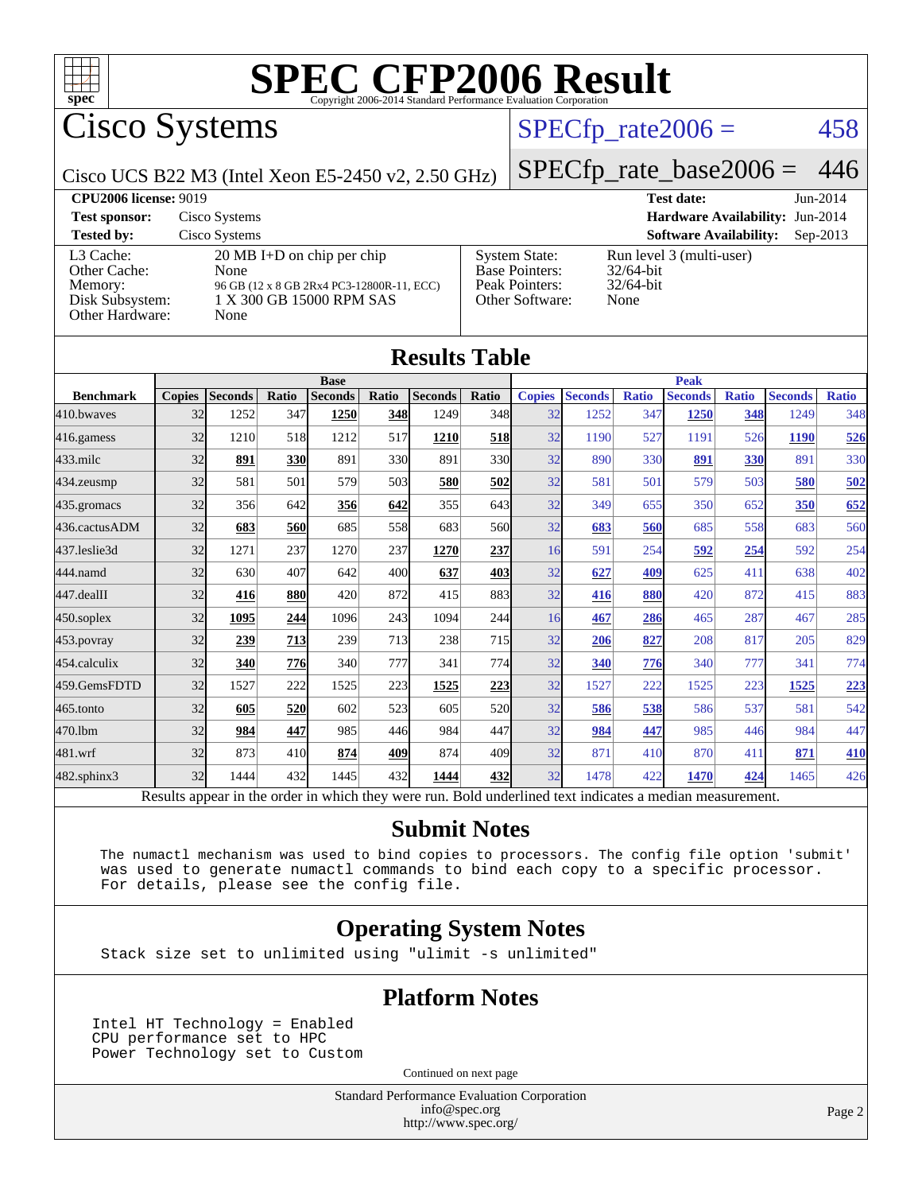# SPEC CFP2006 Result

Copyright 2006-2014 Standard Performance Evaluation Corporation

## Cisco Systems

Cisco UCS B22 M3 (Intel Xeon E5-2450 v2, 2.50 GHz)

SPECfp_rate2006 = 458

SPECfp_rate_base2006 = 446

**CPU2006 license:** 9019
**Test sponsor:** Cisco Systems
**Tested by:** Cisco Systems

**Test date:** Jun-2014
**Hardware Availability:** Jun-2014
**Software Availability:** Sep-2013

| | |
|---|---|
| L3 Cache: | 20 MB I+D on chip per chip |
| Other Cache: | None |
| Memory: | 96 GB (12 x 8 GB 2Rx4 PC3-12800R-11, ECC) |
| Disk Subsystem: | 1 X 300 GB 15000 RPM SAS |
| Other Hardware: | None |

| | |
|---|---|
| System State: | Run level 3 (multi-user) |
| Base Pointers: | 32/64-bit |
| Peak Pointers: | 32/64-bit |
| Other Software: | None |

## Results Table

| | Base | | | | | | | Peak | | | | | | |
|---|---|---|---|---|---|---|---|---|---|---|---|---|---|---|
| **Benchmark** | **Copies** | **Seconds** | **Ratio** | **Seconds** | **Ratio** | **Seconds** | **Ratio** | **Copies** | **Seconds** | **Ratio** | **Seconds** | **Ratio** | **Seconds** | **Ratio** |
| 410.bwaves | 32 | 1252 | 347 | **1250** | **348** | 1249 | 348 | 32 | 1252 | 347 | **1250** | **348** | 1249 | 348 |
| 416.gamess | 32 | 1210 | 518 | 1212 | 517 | **1210** | **518** | 32 | 1190 | 527 | 1191 | 526 | **1190** | **526** |
| 433.milc | 32 | **891** | **330** | 891 | 330 | 891 | 330 | 32 | 890 | 330 | **891** | **330** | 891 | 330 |
| 434.zeusmp | 32 | 581 | 501 | 579 | 503 | **580** | **502** | 32 | 581 | 501 | 579 | 503 | **580** | **502** |
| 435.gromacs | 32 | 356 | 642 | **356** | **642** | 355 | 643 | 32 | 349 | 655 | 350 | 652 | **350** | **652** |
| 436.cactusADM | 32 | **683** | **560** | 685 | 558 | 683 | 560 | 32 | **683** | **560** | 685 | 558 | 683 | 560 |
| 437.leslie3d | 32 | 1271 | 237 | 1270 | 237 | **1270** | **237** | 16 | 591 | 254 | **592** | **254** | 592 | 254 |
| 444.namd | 32 | 630 | 407 | 642 | 400 | **637** | **403** | 32 | **627** | **409** | 625 | 411 | 638 | 402 |
| 447.dealII | 32 | **416** | **880** | 420 | 872 | 415 | 883 | 32 | **416** | **880** | 420 | 872 | 415 | 883 |
| 450.soplex | 32 | **1095** | **244** | 1096 | 243 | 1094 | 244 | 16 | **467** | **286** | 465 | 287 | 467 | 285 |
| 453.povray | 32 | **239** | **713** | 239 | 713 | 238 | 715 | 32 | **206** | **827** | 208 | 817 | 205 | 829 |
| 454.calculix | 32 | **340** | **776** | 340 | 777 | 341 | 774 | 32 | **340** | **776** | 340 | 777 | 341 | 774 |
| 459.GemsFDTD | 32 | 1527 | 222 | 1525 | 223 | **1525** | **223** | 32 | 1527 | 222 | 1525 | 223 | **1525** | **223** |
| 465.tonto | 32 | **605** | **520** | 602 | 523 | 605 | 520 | 32 | **586** | **538** | 586 | 537 | 581 | 542 |
| 470.lbm | 32 | **984** | **447** | 985 | 446 | 984 | 447 | 32 | **984** | **447** | 985 | 446 | 984 | 447 |
| 481.wrf | 32 | 873 | 410 | **874** | **409** | 874 | 409 | 32 | 871 | 410 | 870 | 411 | **871** | **410** |
| 482.sphinx3 | 32 | 1444 | 432 | 1445 | 432 | **1444** | **432** | 32 | 1478 | 422 | **1470** | **424** | 1465 | 426 |

Results appear in the order in which they were run. Bold underlined text indicates a median measurement.

## Submit Notes

```
The numactl mechanism was used to bind copies to processors. The config file option 'submit'
was used to generate numactl commands to bind each copy to a specific processor.
For details, please see the config file.
```

## Operating System Notes

```
Stack size set to unlimited using "ulimit -s unlimited"
```

## Platform Notes

```
Intel HT Technology = Enabled
CPU performance set to HPC
Power Technology set to Custom
```

Continued on next page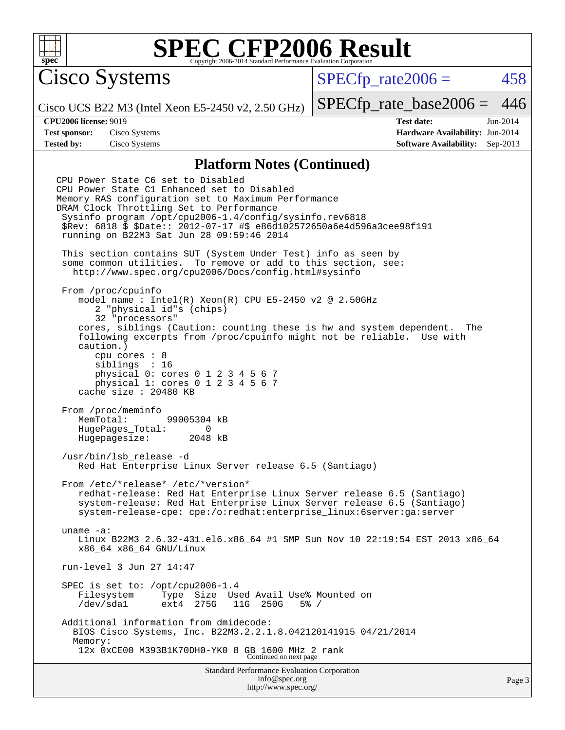## Platform Notes (Continued)

```
CPU Power State C6 set to Disabled
CPU Power State C1 Enhanced set to Disabled
Memory RAS configuration set to Maximum Performance
DRAM Clock Throttling Set to Performance
 Sysinfo program /opt/cpu2006-1.4/config/sysinfo.rev6818
 $Rev: 6818 $ $Date:: 2012-07-17 #$ e86d102572650a6e4d596a3cee98f191
 running on B22M3 Sat Jun 28 09:59:46 2014

 This section contains SUT (System Under Test) info as seen by
 some common utilities.  To remove or add to this section, see:
   http://www.spec.org/cpu2006/Docs/config.html#sysinfo

 From /proc/cpuinfo
    model name : Intel(R) Xeon(R) CPU E5-2450 v2 @ 2.50GHz
       2 "physical id"s (chips)
       32 "processors"
    cores, siblings (Caution: counting these is hw and system dependent.  The
    following excerpts from /proc/cpuinfo might not be reliable.  Use with
    caution.)
       cpu cores : 8
       siblings  : 16
       physical 0: cores 0 1 2 3 4 5 6 7
       physical 1: cores 0 1 2 3 4 5 6 7
    cache size : 20480 KB

 From /proc/meminfo
    MemTotal:       99005304 kB
    HugePages_Total:       0
    Hugepagesize:       2048 kB

 /usr/bin/lsb_release -d
    Red Hat Enterprise Linux Server release 6.5 (Santiago)

 From /etc/*release* /etc/*version*
    redhat-release: Red Hat Enterprise Linux Server release 6.5 (Santiago)
    system-release: Red Hat Enterprise Linux Server release 6.5 (Santiago)
    system-release-cpe: cpe:/o:redhat:enterprise_linux:6server:ga:server

 uname -a:
    Linux B22M3 2.6.32-431.el6.x86_64 #1 SMP Sun Nov 10 22:19:54 EST 2013 x86_64
    x86_64 x86_64 GNU/Linux

 run-level 3 Jun 27 14:47

 SPEC is set to: /opt/cpu2006-1.4
    Filesystem     Type  Size  Used Avail Use% Mounted on
    /dev/sda1      ext4  275G   11G  250G   5% /

 Additional information from dmidecode:
   BIOS Cisco Systems, Inc. B22M3.2.2.1.8.042120141915 04/21/2014
   Memory:
    12x 0xCE00 M393B1K70DH0-YK0 8 GB 1600 MHz 2 rank
```

Continued on next page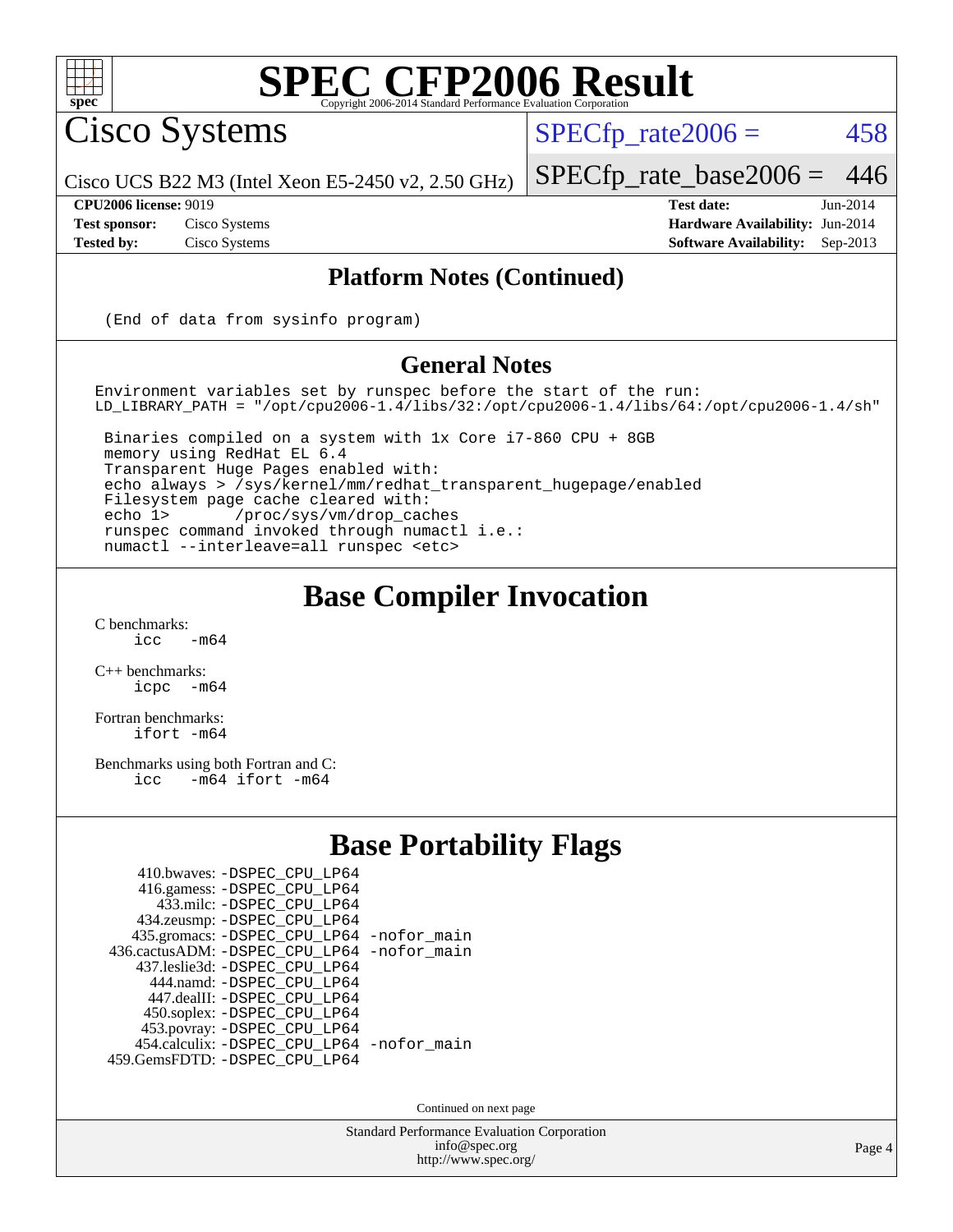# SPEC CFP2006 Result

Copyright 2006-2014 Standard Performance Evaluation Corporation

## Cisco Systems

Cisco UCS B22 M3 (Intel Xeon E5-2450 v2, 2.50 GHz)

SPECfp_rate2006 = 458

SPECfp_rate_base2006 = 446

**CPU2006 license:** 9019
**Test sponsor:** Cisco Systems
**Tested by:** Cisco Systems

**Test date:** Jun-2014
**Hardware Availability:** Jun-2014
**Software Availability:** Sep-2013

### Platform Notes (Continued)

```
(End of data from sysinfo program)
```

### General Notes

```
Environment variables set by runspec before the start of the run:
LD_LIBRARY_PATH = "/opt/cpu2006-1.4/libs/32:/opt/cpu2006-1.4/libs/64:/opt/cpu2006-1.4/sh"

 Binaries compiled on a system with 1x Core i7-860 CPU + 8GB
 memory using RedHat EL 6.4
 Transparent Huge Pages enabled with:
 echo always > /sys/kernel/mm/redhat_transparent_hugepage/enabled
 Filesystem page cache cleared with:
 echo 1>       /proc/sys/vm/drop_caches
 runspec command invoked through numactl i.e.:
 numactl --interleave=all runspec <etc>
```

## Base Compiler Invocation

C benchmarks:
```
icc   -m64
```

C++ benchmarks:
```
icpc  -m64
```

Fortran benchmarks:
```
ifort -m64
```

Benchmarks using both Fortran and C:
```
icc   -m64 ifort -m64
```

## Base Portability Flags

```
    410.bwaves: -DSPEC_CPU_LP64
    416.gamess: -DSPEC_CPU_LP64
      433.milc: -DSPEC_CPU_LP64
    434.zeusmp: -DSPEC_CPU_LP64
   435.gromacs: -DSPEC_CPU_LP64 -nofor_main
436.cactusADM: -DSPEC_CPU_LP64 -nofor_main
   437.leslie3d: -DSPEC_CPU_LP64
      444.namd: -DSPEC_CPU_LP64
    447.dealII: -DSPEC_CPU_LP64
    450.soplex: -DSPEC_CPU_LP64
    453.povray: -DSPEC_CPU_LP64
  454.calculix: -DSPEC_CPU_LP64 -nofor_main
 459.GemsFDTD: -DSPEC_CPU_LP64
```

Continued on next page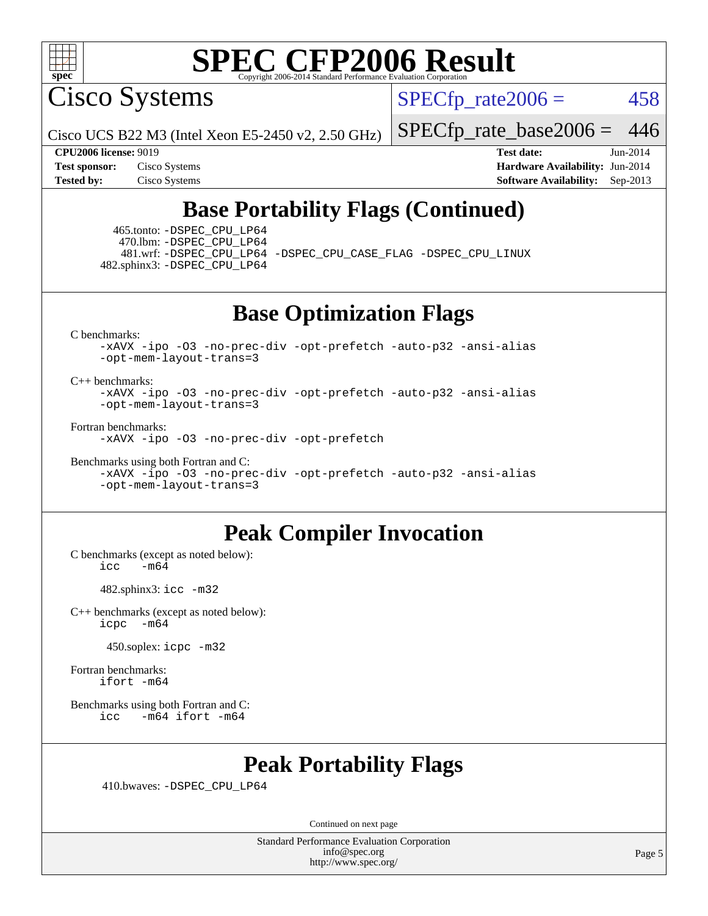# SPEC CFP2006 Result

Copyright 2006-2014 Standard Performance Evaluation Corporation

## Cisco Systems

Cisco UCS B22 M3 (Intel Xeon E5-2450 v2, 2.50 GHz)

SPECfp_rate2006 = 458

SPECfp_rate_base2006 = 446

**CPU2006 license:** 9019
**Test sponsor:** Cisco Systems
**Tested by:** Cisco Systems

**Test date:** Jun-2014
**Hardware Availability:** Jun-2014
**Software Availability:** Sep-2013

## Base Portability Flags (Continued)

465.tonto: -DSPEC_CPU_LP64
470.lbm: -DSPEC_CPU_LP64
481.wrf: -DSPEC_CPU_LP64 -DSPEC_CPU_CASE_FLAG -DSPEC_CPU_LINUX
482.sphinx3: -DSPEC_CPU_LP64

## Base Optimization Flags

C benchmarks:
-xAVX -ipo -O3 -no-prec-div -opt-prefetch -auto-p32 -ansi-alias -opt-mem-layout-trans=3

C++ benchmarks:
-xAVX -ipo -O3 -no-prec-div -opt-prefetch -auto-p32 -ansi-alias -opt-mem-layout-trans=3

Fortran benchmarks:
-xAVX -ipo -O3 -no-prec-div -opt-prefetch

Benchmarks using both Fortran and C:
-xAVX -ipo -O3 -no-prec-div -opt-prefetch -auto-p32 -ansi-alias -opt-mem-layout-trans=3

## Peak Compiler Invocation

C benchmarks (except as noted below):
icc -m64

482.sphinx3: icc -m32

C++ benchmarks (except as noted below):
icpc -m64

450.soplex: icpc -m32

Fortran benchmarks:
ifort -m64

Benchmarks using both Fortran and C:
icc -m64 ifort -m64

## Peak Portability Flags

410.bwaves: -DSPEC_CPU_LP64

Continued on next page

Standard Performance Evaluation Corporation
info@spec.org
http://www.spec.org/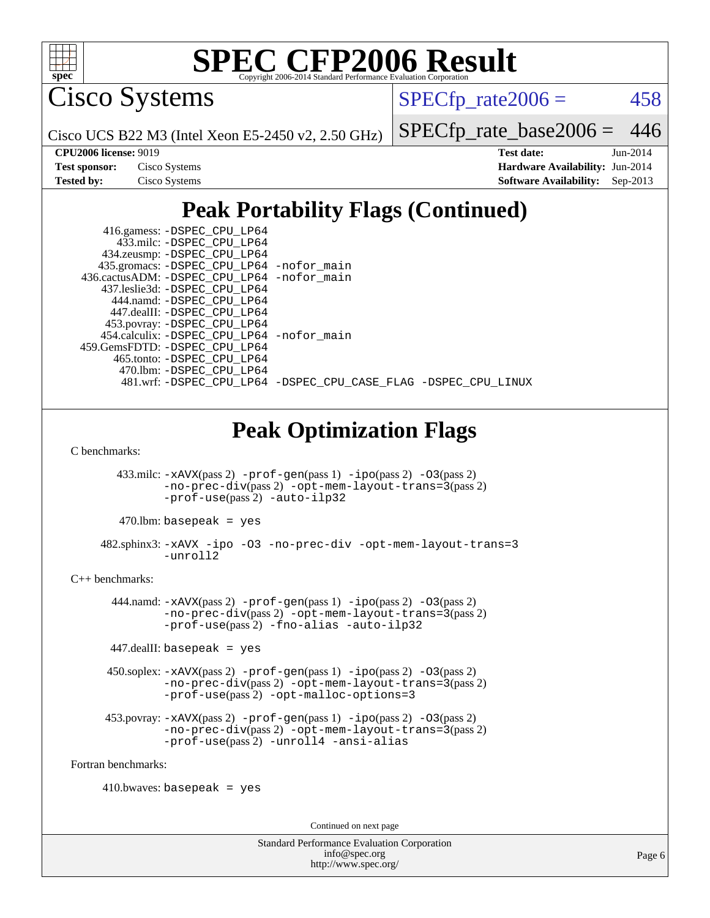# SPEC CFP2006 Result

Copyright 2006-2014 Standard Performance Evaluation Corporation

## Cisco Systems

Cisco UCS B22 M3 (Intel Xeon E5-2450 v2, 2.50 GHz)

SPECfp_rate2006 = 458

SPECfp_rate_base2006 = 446

| | | | |
|---|---|---|---|
| **CPU2006 license:** | 9019 | **Test date:** | Jun-2014 |
| **Test sponsor:** | Cisco Systems | **Hardware Availability:** | Jun-2014 |
| **Tested by:** | Cisco Systems | **Software Availability:** | Sep-2013 |

## Peak Portability Flags (Continued)

416.gamess: -DSPEC_CPU_LP64
433.milc: -DSPEC_CPU_LP64
434.zeusmp: -DSPEC_CPU_LP64
435.gromacs: -DSPEC_CPU_LP64 -nofor_main
436.cactusADM: -DSPEC_CPU_LP64 -nofor_main
437.leslie3d: -DSPEC_CPU_LP64
444.namd: -DSPEC_CPU_LP64
447.dealII: -DSPEC_CPU_LP64
453.povray: -DSPEC_CPU_LP64
454.calculix: -DSPEC_CPU_LP64 -nofor_main
459.GemsFDTD: -DSPEC_CPU_LP64
465.tonto: -DSPEC_CPU_LP64
470.lbm: -DSPEC_CPU_LP64
481.wrf: -DSPEC_CPU_LP64 -DSPEC_CPU_CASE_FLAG -DSPEC_CPU_LINUX

## Peak Optimization Flags

C benchmarks:

433.milc: -xAVX(pass 2) -prof-gen(pass 1) -ipo(pass 2) -O3(pass 2) -no-prec-div(pass 2) -opt-mem-layout-trans=3(pass 2) -prof-use(pass 2) -auto-ilp32

470.lbm: basepeak = yes

482.sphinx3: -xAVX -ipo -O3 -no-prec-div -opt-mem-layout-trans=3 -unroll2

C++ benchmarks:

444.namd: -xAVX(pass 2) -prof-gen(pass 1) -ipo(pass 2) -O3(pass 2) -no-prec-div(pass 2) -opt-mem-layout-trans=3(pass 2) -prof-use(pass 2) -fno-alias -auto-ilp32

447.dealII: basepeak = yes

450.soplex: -xAVX(pass 2) -prof-gen(pass 1) -ipo(pass 2) -O3(pass 2) -no-prec-div(pass 2) -opt-mem-layout-trans=3(pass 2) -prof-use(pass 2) -opt-malloc-options=3

453.povray: -xAVX(pass 2) -prof-gen(pass 1) -ipo(pass 2) -O3(pass 2) -no-prec-div(pass 2) -opt-mem-layout-trans=3(pass 2) -prof-use(pass 2) -unroll4 -ansi-alias

Fortran benchmarks:

410.bwaves: basepeak = yes

Continued on next page

Standard Performance Evaluation Corporation
info@spec.org
http://www.spec.org/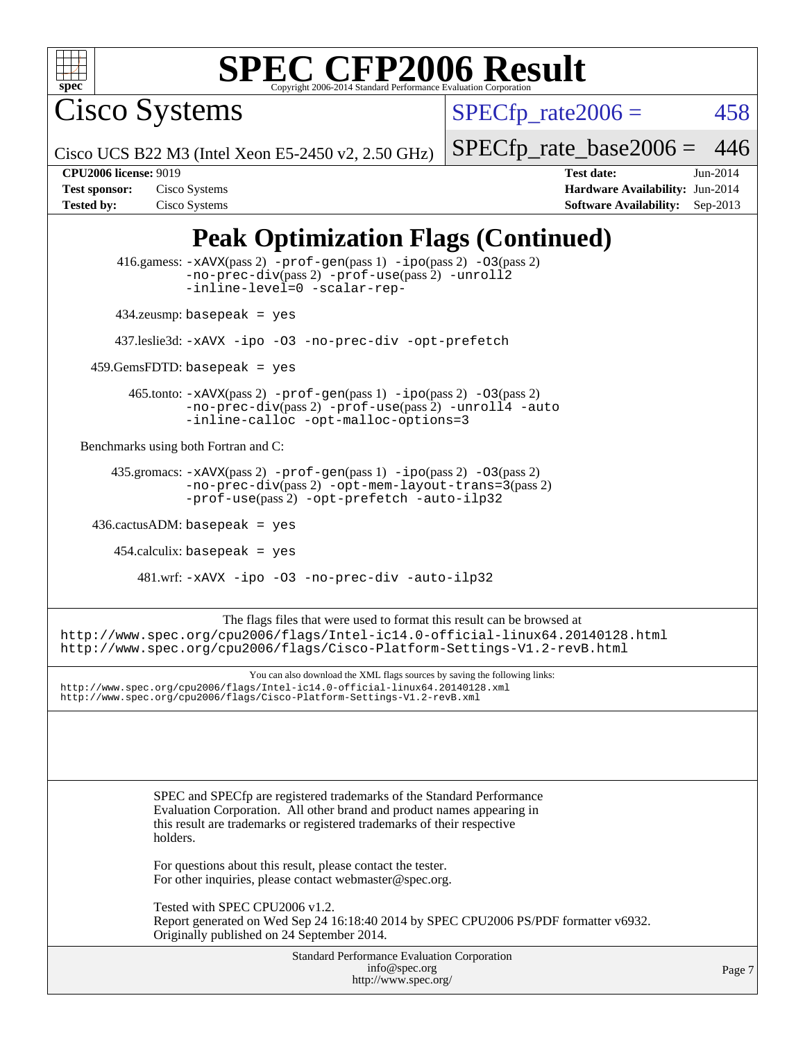# Peak Optimization Flags (Continued)

416.gamess: -xAVX(pass 2) -prof-gen(pass 1) -ipo(pass 2) -O3(pass 2) -no-prec-div(pass 2) -prof-use(pass 2) -unroll2 -inline-level=0 -scalar-rep-

434.zeusmp: basepeak = yes

437.leslie3d: -xAVX -ipo -O3 -no-prec-div -opt-prefetch

459.GemsFDTD: basepeak = yes

465.tonto: -xAVX(pass 2) -prof-gen(pass 1) -ipo(pass 2) -O3(pass 2) -no-prec-div(pass 2) -prof-use(pass 2) -unroll4 -auto -inline-calloc -opt-malloc-options=3

Benchmarks using both Fortran and C:

435.gromacs: -xAVX(pass 2) -prof-gen(pass 1) -ipo(pass 2) -O3(pass 2) -no-prec-div(pass 2) -opt-mem-layout-trans=3(pass 2) -prof-use(pass 2) -opt-prefetch -auto-ilp32

436.cactusADM: basepeak = yes

454.calculix: basepeak = yes

481.wrf: -xAVX -ipo -O3 -no-prec-div -auto-ilp32

The flags files that were used to format this result can be browsed at
http://www.spec.org/cpu2006/flags/Intel-ic14.0-official-linux64.20140128.html
http://www.spec.org/cpu2006/flags/Cisco-Platform-Settings-V1.2-revB.html

You can also download the XML flags sources by saving the following links:
http://www.spec.org/cpu2006/flags/Intel-ic14.0-official-linux64.20140128.xml
http://www.spec.org/cpu2006/flags/Cisco-Platform-Settings-V1.2-revB.xml

SPEC and SPECfp are registered trademarks of the Standard Performance Evaluation Corporation. All other brand and product names appearing in this result are trademarks or registered trademarks of their respective holders.

For questions about this result, please contact the tester.
For other inquiries, please contact webmaster@spec.org.

Tested with SPEC CPU2006 v1.2.
Report generated on Wed Sep 24 16:18:40 2014 by SPEC CPU2006 PS/PDF formatter v6932.
Originally published on 24 September 2014.